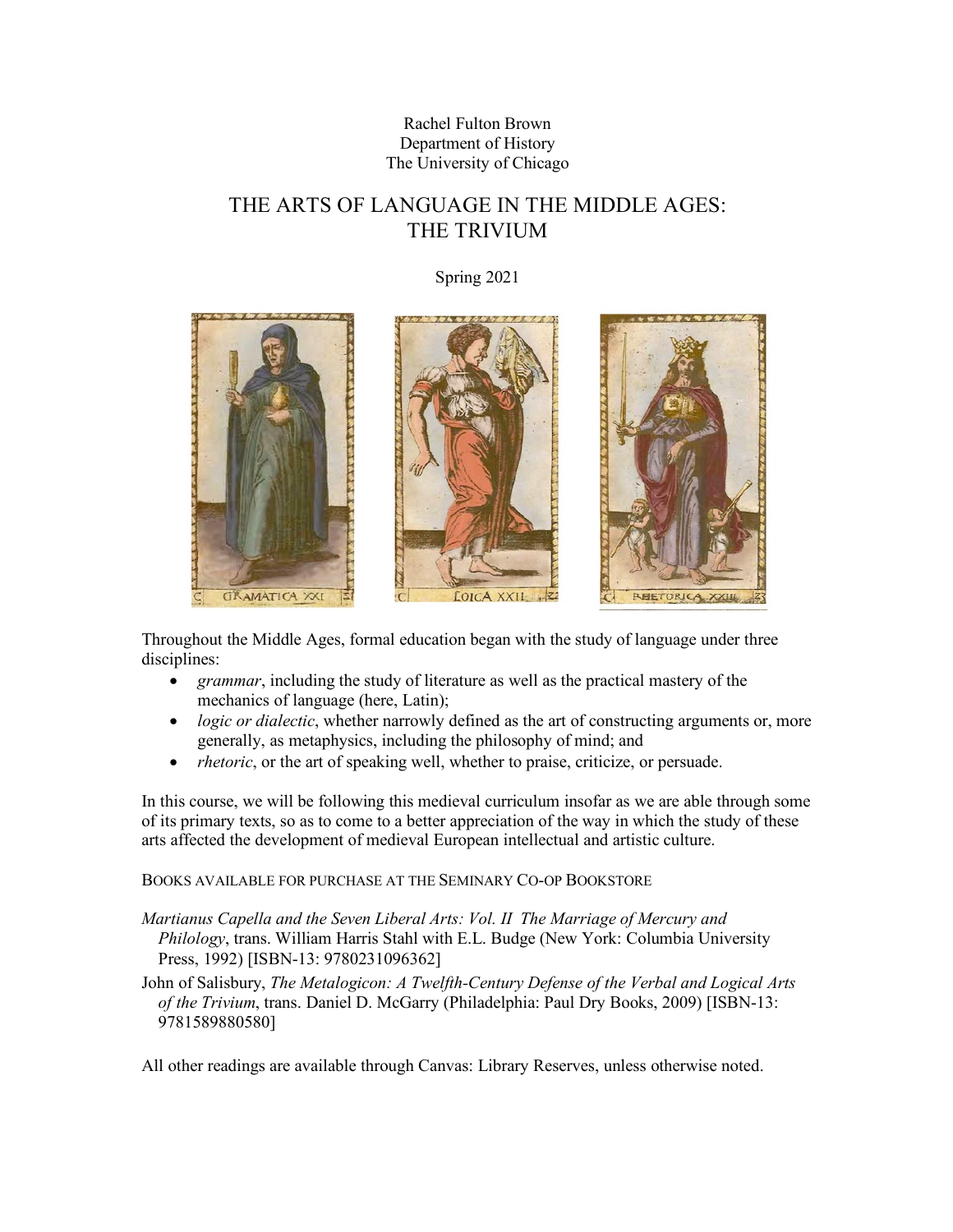Rachel Fulton Brown
Department of History
The University of Chicago

# THE ARTS OF LANGUAGE IN THE MIDDLE AGES: THE TRIVIUM

Spring 2021

Throughout the Middle Ages, formal education began with the study of language under three disciplines:

- *grammar*, including the study of literature as well as the practical mastery of the mechanics of language (here, Latin);
- *logic or dialectic*, whether narrowly defined as the art of constructing arguments or, more generally, as metaphysics, including the philosophy of mind; and
- *rhetoric*, or the art of speaking well, whether to praise, criticize, or persuade.

In this course, we will be following this medieval curriculum insofar as we are able through some of its primary texts, so as to come to a better appreciation of the way in which the study of these arts affected the development of medieval European intellectual and artistic culture.

BOOKS AVAILABLE FOR PURCHASE AT THE SEMINARY CO-OP BOOKSTORE

*Martianus Capella and the Seven Liberal Arts: Vol. II The Marriage of Mercury and Philology*, trans. William Harris Stahl with E.L. Budge (New York: Columbia University Press, 1992) [ISBN-13: 9780231096362]

John of Salisbury, *The Metalogicon: A Twelfth-Century Defense of the Verbal and Logical Arts of the Trivium*, trans. Daniel D. McGarry (Philadelphia: Paul Dry Books, 2009) [ISBN-13: 9781589880580]

All other readings are available through Canvas: Library Reserves, unless otherwise noted.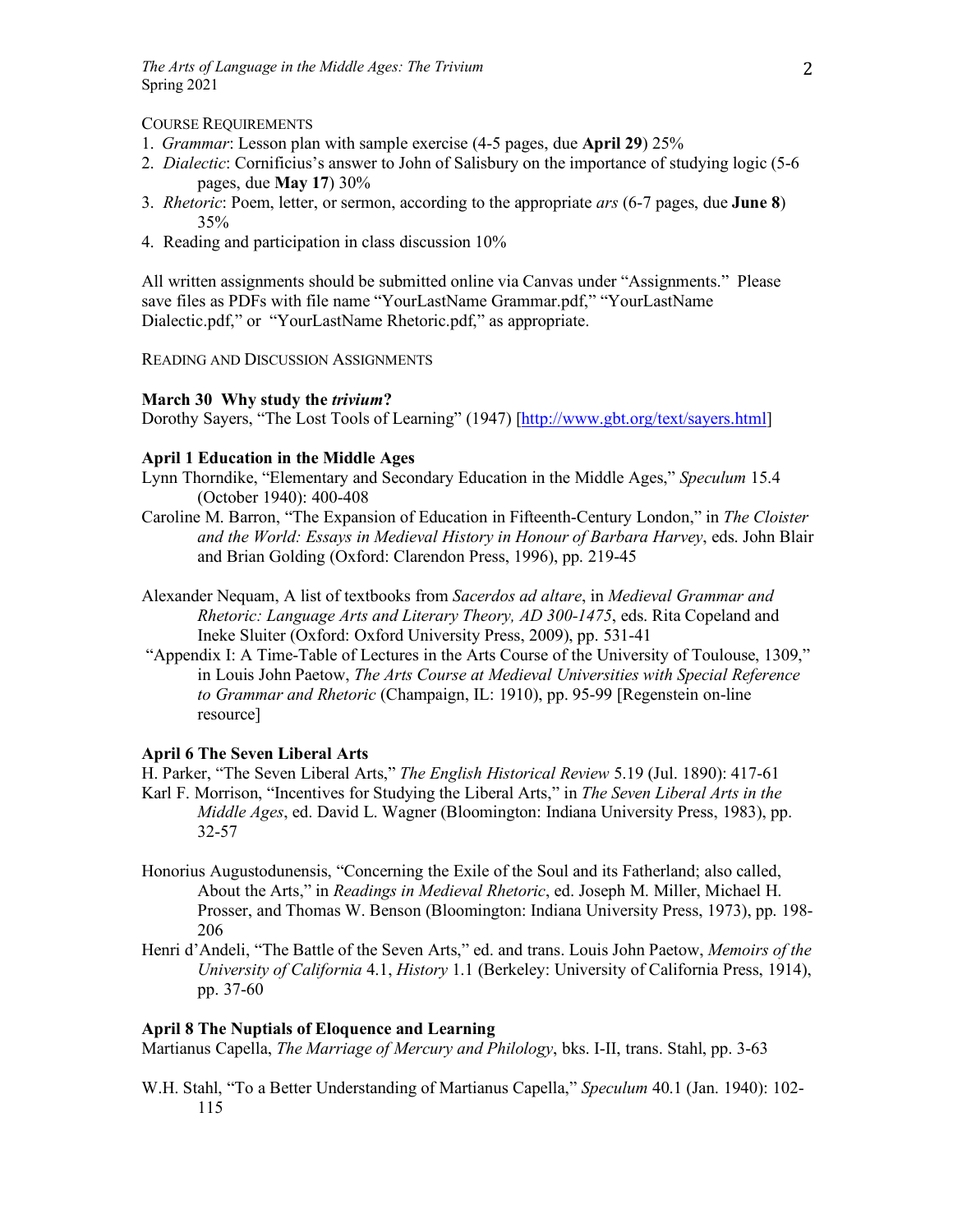Course Requirements

1. *Grammar*: Lesson plan with sample exercise (4-5 pages, due **April 29**) 25%
2. *Dialectic*: Cornificius's answer to John of Salisbury on the importance of studying logic (5-6 pages, due **May 17**) 30%
3. *Rhetoric*: Poem, letter, or sermon, according to the appropriate *ars* (6-7 pages, due **June 8**) 35%
4. Reading and participation in class discussion 10%

All written assignments should be submitted online via Canvas under "Assignments." Please save files as PDFs with file name "YourLastName Grammar.pdf," "YourLastName Dialectic.pdf," or "YourLastName Rhetoric.pdf," as appropriate.

Reading and Discussion Assignments

**March 30 Why study the *trivium*?**

Dorothy Sayers, "The Lost Tools of Learning" (1947) [http://www.gbt.org/text/sayers.html]

**April 1 Education in the Middle Ages**

Lynn Thorndike, "Elementary and Secondary Education in the Middle Ages," *Speculum* 15.4 (October 1940): 400-408

Caroline M. Barron, "The Expansion of Education in Fifteenth-Century London," in *The Cloister and the World: Essays in Medieval History in Honour of Barbara Harvey*, eds. John Blair and Brian Golding (Oxford: Clarendon Press, 1996), pp. 219-45

Alexander Nequam, A list of textbooks from *Sacerdos ad altare*, in *Medieval Grammar and Rhetoric: Language Arts and Literary Theory, AD 300-1475*, eds. Rita Copeland and Ineke Sluiter (Oxford: Oxford University Press, 2009), pp. 531-41

"Appendix I: A Time-Table of Lectures in the Arts Course of the University of Toulouse, 1309," in Louis John Paetow, *The Arts Course at Medieval Universities with Special Reference to Grammar and Rhetoric* (Champaign, IL: 1910), pp. 95-99 [Regenstein on-line resource]

**April 6 The Seven Liberal Arts**

H. Parker, "The Seven Liberal Arts," *The English Historical Review* 5.19 (Jul. 1890): 417-61

Karl F. Morrison, "Incentives for Studying the Liberal Arts," in *The Seven Liberal Arts in the Middle Ages*, ed. David L. Wagner (Bloomington: Indiana University Press, 1983), pp. 32-57

Honorius Augustodunensis, "Concerning the Exile of the Soul and its Fatherland; also called, About the Arts," in *Readings in Medieval Rhetoric*, ed. Joseph M. Miller, Michael H. Prosser, and Thomas W. Benson (Bloomington: Indiana University Press, 1973), pp. 198-206

Henri d'Andeli, "The Battle of the Seven Arts," ed. and trans. Louis John Paetow, *Memoirs of the University of California* 4.1, *History* 1.1 (Berkeley: University of California Press, 1914), pp. 37-60

**April 8 The Nuptials of Eloquence and Learning**

Martianus Capella, *The Marriage of Mercury and Philology*, bks. I-II, trans. Stahl, pp. 3-63

W.H. Stahl, "To a Better Understanding of Martianus Capella," *Speculum* 40.1 (Jan. 1940): 102-115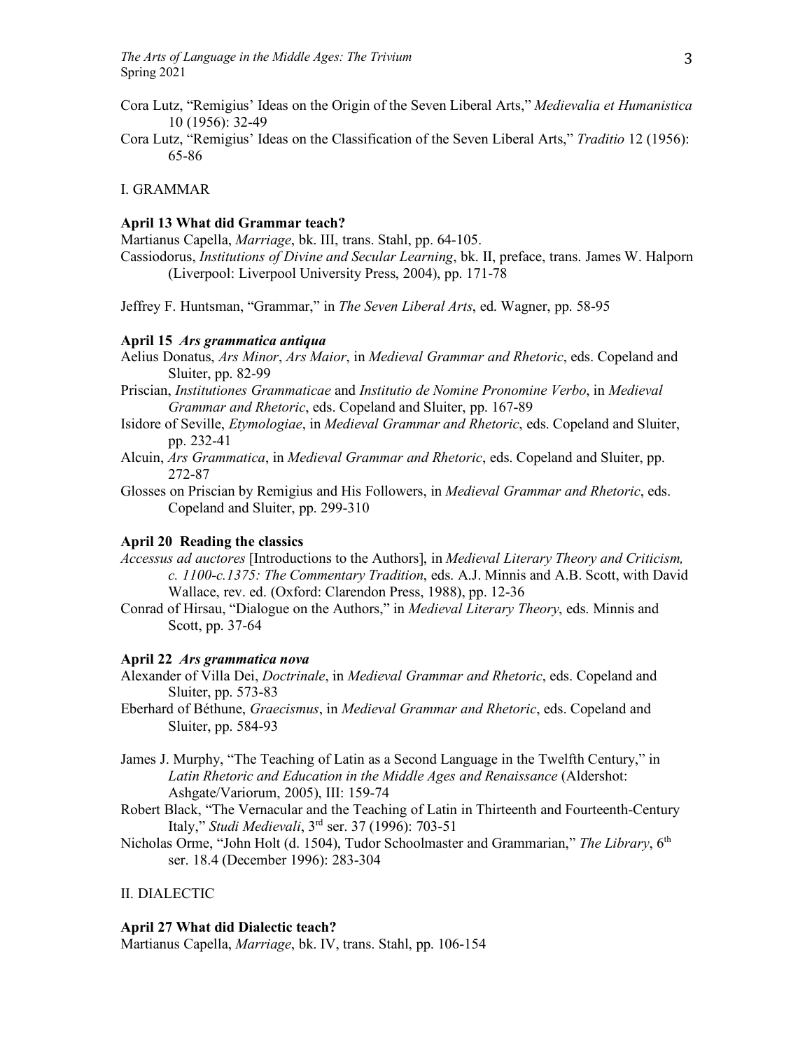Cora Lutz, "Remigius' Ideas on the Origin of the Seven Liberal Arts," *Medievalia et Humanistica* 10 (1956): 32-49

Cora Lutz, "Remigius' Ideas on the Classification of the Seven Liberal Arts," *Traditio* 12 (1956): 65-86

## I. GRAMMAR

### April 13 What did Grammar teach?

Martianus Capella, *Marriage*, bk. III, trans. Stahl, pp. 64-105.

Cassiodorus, *Institutions of Divine and Secular Learning*, bk. II, preface, trans. James W. Halporn (Liverpool: Liverpool University Press, 2004), pp. 171-78

Jeffrey F. Huntsman, "Grammar," in *The Seven Liberal Arts*, ed. Wagner, pp. 58-95

### April 15 *Ars grammatica antiqua*

Aelius Donatus, *Ars Minor*, *Ars Maior*, in *Medieval Grammar and Rhetoric*, eds. Copeland and Sluiter, pp. 82-99

Priscian, *Institutiones Grammaticae* and *Institutio de Nomine Pronomine Verbo*, in *Medieval Grammar and Rhetoric*, eds. Copeland and Sluiter, pp. 167-89

Isidore of Seville, *Etymologiae*, in *Medieval Grammar and Rhetoric*, eds. Copeland and Sluiter, pp. 232-41

Alcuin, *Ars Grammatica*, in *Medieval Grammar and Rhetoric*, eds. Copeland and Sluiter, pp. 272-87

Glosses on Priscian by Remigius and His Followers, in *Medieval Grammar and Rhetoric*, eds. Copeland and Sluiter, pp. 299-310

### April 20 Reading the classics

*Accessus ad auctores* [Introductions to the Authors], in *Medieval Literary Theory and Criticism, c. 1100-c.1375: The Commentary Tradition*, eds. A.J. Minnis and A.B. Scott, with David Wallace, rev. ed. (Oxford: Clarendon Press, 1988), pp. 12-36

Conrad of Hirsau, "Dialogue on the Authors," in *Medieval Literary Theory*, eds. Minnis and Scott, pp. 37-64

### April 22 *Ars grammatica nova*

Alexander of Villa Dei, *Doctrinale*, in *Medieval Grammar and Rhetoric*, eds. Copeland and Sluiter, pp. 573-83

Eberhard of Béthune, *Graecismus*, in *Medieval Grammar and Rhetoric*, eds. Copeland and Sluiter, pp. 584-93

James J. Murphy, "The Teaching of Latin as a Second Language in the Twelfth Century," in *Latin Rhetoric and Education in the Middle Ages and Renaissance* (Aldershot: Ashgate/Variorum, 2005), III: 159-74

Robert Black, "The Vernacular and the Teaching of Latin in Thirteenth and Fourteenth-Century Italy," *Studi Medievali*, 3rd ser. 37 (1996): 703-51

Nicholas Orme, "John Holt (d. 1504), Tudor Schoolmaster and Grammarian," *The Library*, 6th ser. 18.4 (December 1996): 283-304

## II. DIALECTIC

### April 27 What did Dialectic teach?

Martianus Capella, *Marriage*, bk. IV, trans. Stahl, pp. 106-154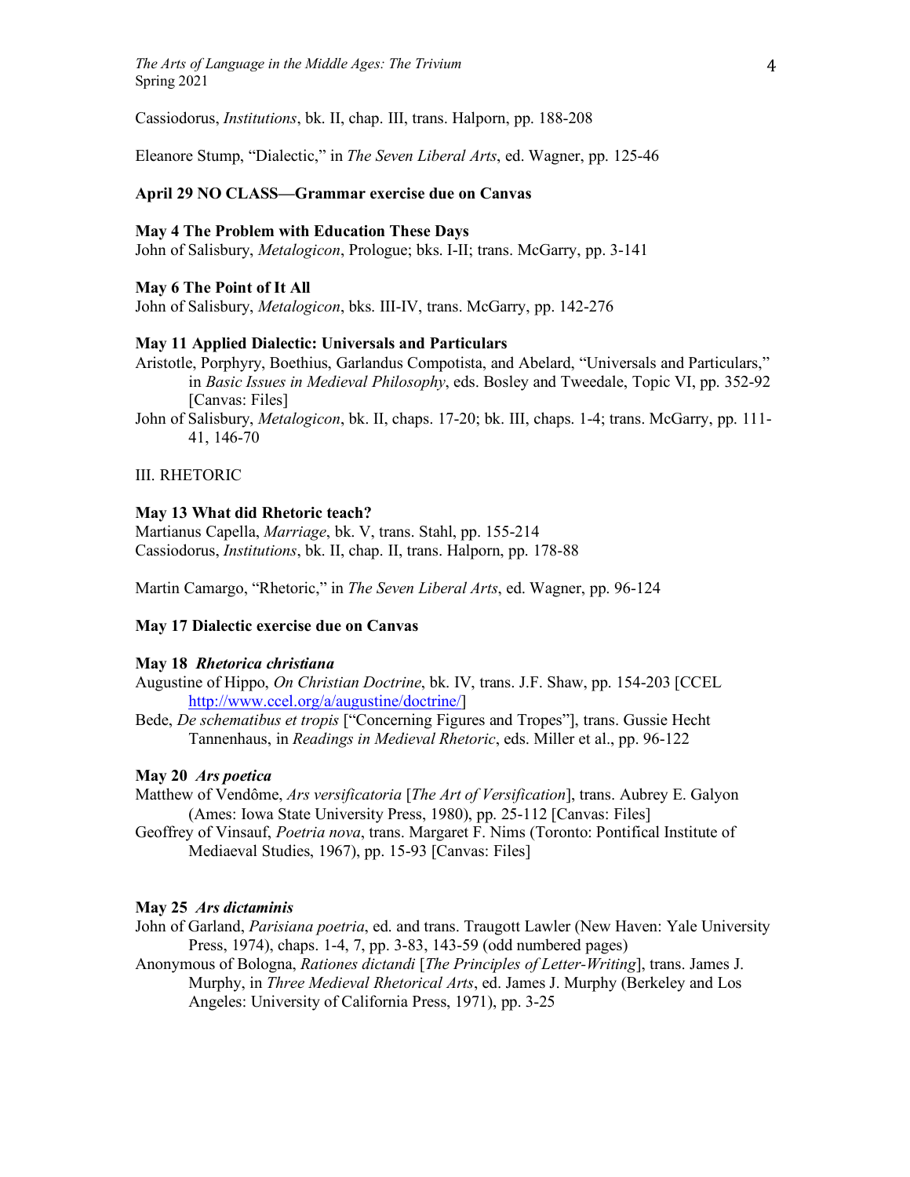Cassiodorus, *Institutions*, bk. II, chap. III, trans. Halporn, pp. 188-208

Eleanore Stump, "Dialectic," in *The Seven Liberal Arts*, ed. Wagner, pp. 125-46

**April 29 NO CLASS—Grammar exercise due on Canvas**

**May 4 The Problem with Education These Days**
John of Salisbury, *Metalogicon*, Prologue; bks. I-II; trans. McGarry, pp. 3-141

**May 6 The Point of It All**
John of Salisbury, *Metalogicon*, bks. III-IV, trans. McGarry, pp. 142-276

**May 11 Applied Dialectic: Universals and Particulars**
Aristotle, Porphyry, Boethius, Garlandus Compotista, and Abelard, "Universals and Particulars," in *Basic Issues in Medieval Philosophy*, eds. Bosley and Tweedale, Topic VI, pp. 352-92 [Canvas: Files]
John of Salisbury, *Metalogicon*, bk. II, chaps. 17-20; bk. III, chaps. 1-4; trans. McGarry, pp. 111-41, 146-70

III. RHETORIC

**May 13 What did Rhetoric teach?**
Martianus Capella, *Marriage*, bk. V, trans. Stahl, pp. 155-214
Cassiodorus, *Institutions*, bk. II, chap. II, trans. Halporn, pp. 178-88

Martin Camargo, "Rhetoric," in *The Seven Liberal Arts*, ed. Wagner, pp. 96-124

**May 17 Dialectic exercise due on Canvas**

**May 18 *Rhetorica christiana***
Augustine of Hippo, *On Christian Doctrine*, bk. IV, trans. J.F. Shaw, pp. 154-203 [CCEL http://www.ccel.org/a/augustine/doctrine/]
Bede, *De schematibus et tropis* ["Concerning Figures and Tropes"], trans. Gussie Hecht Tannenhaus, in *Readings in Medieval Rhetoric*, eds. Miller et al., pp. 96-122

**May 20 *Ars poetica***
Matthew of Vendôme, *Ars versificatoria* [*The Art of Versification*], trans. Aubrey E. Galyon (Ames: Iowa State University Press, 1980), pp. 25-112 [Canvas: Files]
Geoffrey of Vinsauf, *Poetria nova*, trans. Margaret F. Nims (Toronto: Pontifical Institute of Mediaeval Studies, 1967), pp. 15-93 [Canvas: Files]

**May 25 *Ars dictaminis***
John of Garland, *Parisiana poetria*, ed. and trans. Traugott Lawler (New Haven: Yale University Press, 1974), chaps. 1-4, 7, pp. 3-83, 143-59 (odd numbered pages)
Anonymous of Bologna, *Rationes dictandi* [*The Principles of Letter-Writing*], trans. James J. Murphy, in *Three Medieval Rhetorical Arts*, ed. James J. Murphy (Berkeley and Los Angeles: University of California Press, 1971), pp. 3-25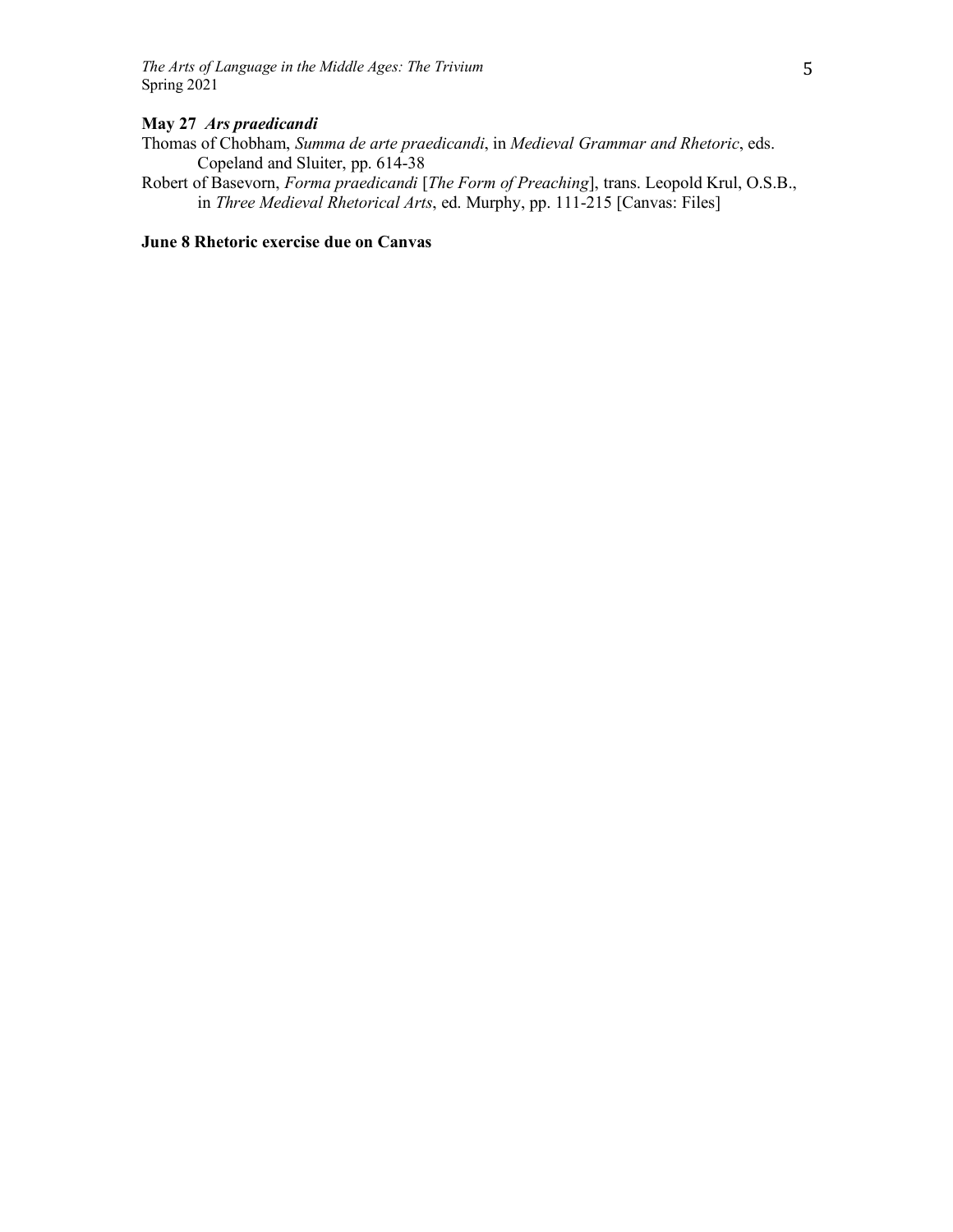**May 27** ***Ars praedicandi***

Thomas of Chobham, *Summa de arte praedicandi*, in *Medieval Grammar and Rhetoric*, eds. Copeland and Sluiter, pp. 614-38

Robert of Basevorn, *Forma praedicandi* [*The Form of Preaching*], trans. Leopold Krul, O.S.B., in *Three Medieval Rhetorical Arts*, ed. Murphy, pp. 111-215 [Canvas: Files]

**June 8 Rhetoric exercise due on Canvas**